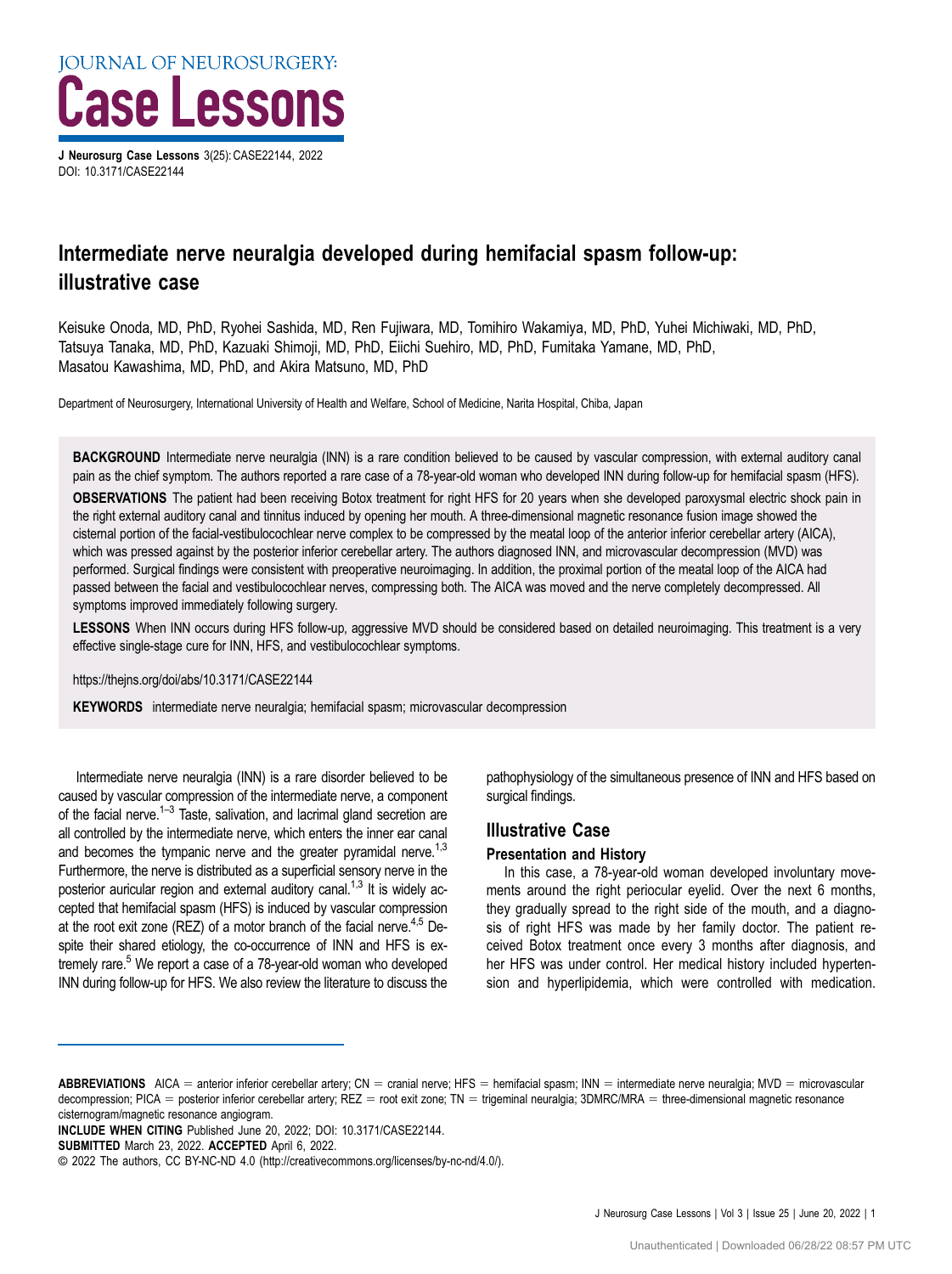JOURNAL OF NEUROSURGERY:

# Case Lessons

**J Neurosurg Case Lessons** 3(25):CASE22144, 2022
DOI: 10.3171/CASE22144

# Intermediate nerve neuralgia developed during hemifacial spasm follow-up: illustrative case

Keisuke Onoda, MD, PhD, Ryohei Sashida, MD, Ren Fujiwara, MD, Tomihiro Wakamiya, MD, PhD, Yuhei Michiwaki, MD, PhD, Tatsuya Tanaka, MD, PhD, Kazuaki Shimoji, MD, PhD, Eiichi Suehiro, MD, PhD, Fumitaka Yamane, MD, PhD, Masatou Kawashima, MD, PhD, and Akira Matsuno, MD, PhD

Department of Neurosurgery, International University of Health and Welfare, School of Medicine, Narita Hospital, Chiba, Japan

**BACKGROUND** Intermediate nerve neuralgia (INN) is a rare condition believed to be caused by vascular compression, with external auditory canal pain as the chief symptom. The authors reported a rare case of a 78-year-old woman who developed INN during follow-up for hemifacial spasm (HFS).

**OBSERVATIONS** The patient had been receiving Botox treatment for right HFS for 20 years when she developed paroxysmal electric shock pain in the right external auditory canal and tinnitus induced by opening her mouth. A three-dimensional magnetic resonance fusion image showed the cisternal portion of the facial-vestibulocochlear nerve complex to be compressed by the meatal loop of the anterior inferior cerebellar artery (AICA), which was pressed against by the posterior inferior cerebellar artery. The authors diagnosed INN, and microvascular decompression (MVD) was performed. Surgical findings were consistent with preoperative neuroimaging. In addition, the proximal portion of the meatal loop of the AICA had passed between the facial and vestibulocochlear nerves, compressing both. The AICA was moved and the nerve completely decompressed. All symptoms improved immediately following surgery.

**LESSONS** When INN occurs during HFS follow-up, aggressive MVD should be considered based on detailed neuroimaging. This treatment is a very effective single-stage cure for INN, HFS, and vestibulocochlear symptoms.

https://thejns.org/doi/abs/10.3171/CASE22144

**KEYWORDS** intermediate nerve neuralgia; hemifacial spasm; microvascular decompression

Intermediate nerve neuralgia (INN) is a rare disorder believed to be caused by vascular compression of the intermediate nerve, a component of the facial nerve.[1–3] Taste, salivation, and lacrimal gland secretion are all controlled by the intermediate nerve, which enters the inner ear canal and becomes the tympanic nerve and the greater pyramidal nerve.[1,3] Furthermore, the nerve is distributed as a superficial sensory nerve in the posterior auricular region and external auditory canal.[1,3] It is widely accepted that hemifacial spasm (HFS) is induced by vascular compression at the root exit zone (REZ) of a motor branch of the facial nerve.[4,5] Despite their shared etiology, the co-occurrence of INN and HFS is extremely rare.[5] We report a case of a 78-year-old woman who developed INN during follow-up for HFS. We also review the literature to discuss the pathophysiology of the simultaneous presence of INN and HFS based on surgical findings.

## Illustrative Case

### Presentation and History

In this case, a 78-year-old woman developed involuntary movements around the right periocular eyelid. Over the next 6 months, they gradually spread to the right side of the mouth, and a diagnosis of right HFS was made by her family doctor. The patient received Botox treatment once every 3 months after diagnosis, and her HFS was under control. Her medical history included hypertension and hyperlipidemia, which were controlled with medication.

**ABBREVIATIONS** AICA = anterior inferior cerebellar artery; CN = cranial nerve; HFS = hemifacial spasm; INN = intermediate nerve neuralgia; MVD = microvascular decompression; PICA = posterior inferior cerebellar artery; REZ = root exit zone; TN = trigeminal neuralgia; 3DMRC/MRA = three-dimensional magnetic resonance cisternogram/magnetic resonance angiogram.

**INCLUDE WHEN CITING** Published June 20, 2022; DOI: 10.3171/CASE22144.

**SUBMITTED** March 23, 2022. **ACCEPTED** April 6, 2022.

© 2022 The authors, CC BY-NC-ND 4.0 (http://creativecommons.org/licenses/by-nc-nd/4.0/).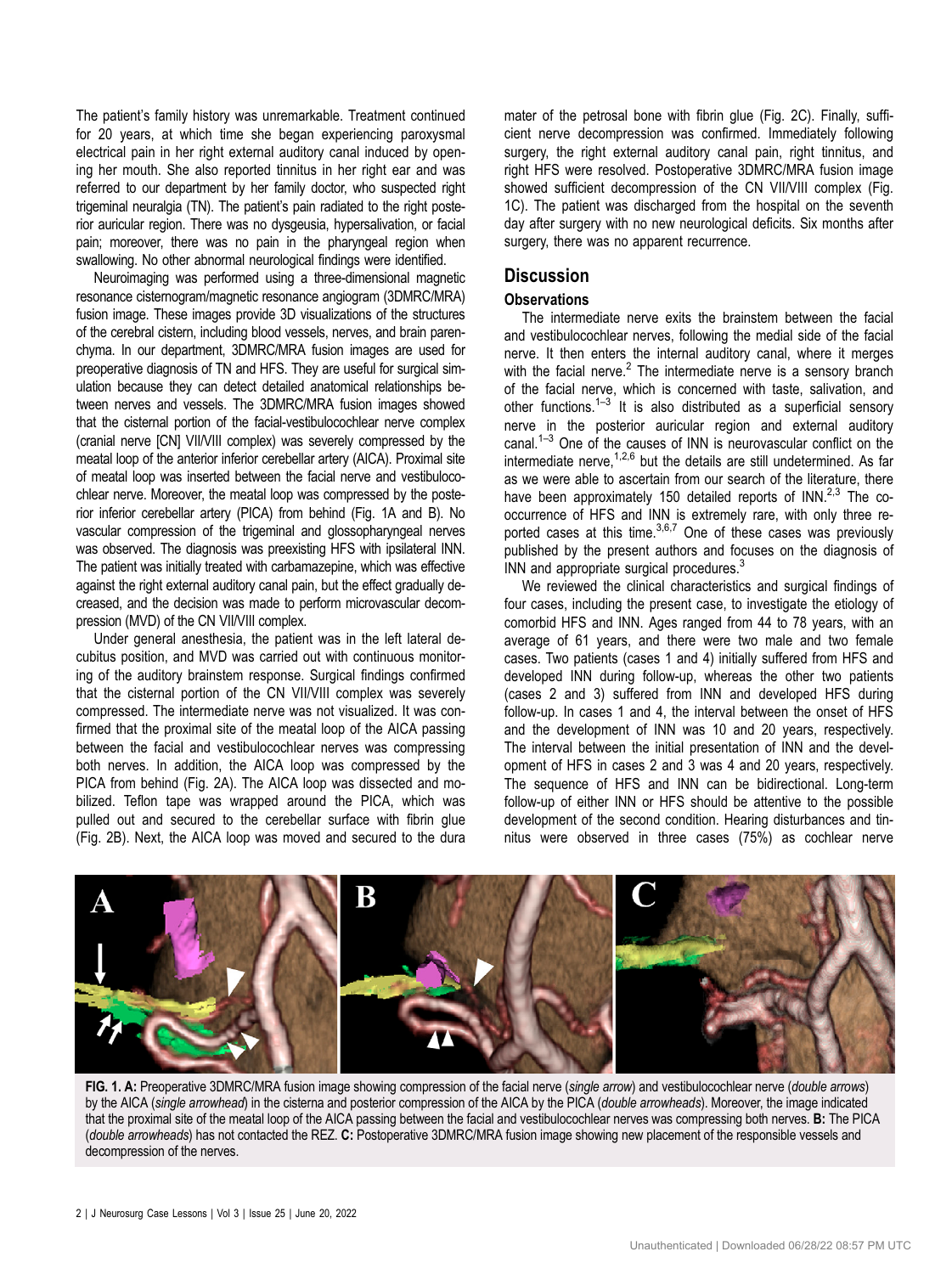The patient's family history was unremarkable. Treatment continued for 20 years, at which time she began experiencing paroxysmal electrical pain in her right external auditory canal induced by opening her mouth. She also reported tinnitus in her right ear and was referred to our department by her family doctor, who suspected right trigeminal neuralgia (TN). The patient's pain radiated to the right posterior auricular region. There was no dysgeusia, hypersalivation, or facial pain; moreover, there was no pain in the pharyngeal region when swallowing. No other abnormal neurological findings were identified.

Neuroimaging was performed using a three-dimensional magnetic resonance cisternogram/magnetic resonance angiogram (3DMRC/MRA) fusion image. These images provide 3D visualizations of the structures of the cerebral cistern, including blood vessels, nerves, and brain parenchyma. In our department, 3DMRC/MRA fusion images are used for preoperative diagnosis of TN and HFS. They are useful for surgical simulation because they can detect detailed anatomical relationships between nerves and vessels. The 3DMRC/MRA fusion images showed that the cisternal portion of the facial-vestibulocochlear nerve complex (cranial nerve [CN] VII/VIII complex) was severely compressed by the meatal loop of the anterior inferior cerebellar artery (AICA). Proximal site of meatal loop was inserted between the facial nerve and vestibulocochlear nerve. Moreover, the meatal loop was compressed by the posterior inferior cerebellar artery (PICA) from behind (Fig. 1A and B). No vascular compression of the trigeminal and glossopharyngeal nerves was observed. The diagnosis was preexisting HFS with ipsilateral INN. The patient was initially treated with carbamazepine, which was effective against the right external auditory canal pain, but the effect gradually decreased, and the decision was made to perform microvascular decompression (MVD) of the CN VII/VIII complex.

Under general anesthesia, the patient was in the left lateral decubitus position, and MVD was carried out with continuous monitoring of the auditory brainstem response. Surgical findings confirmed that the cisternal portion of the CN VII/VIII complex was severely compressed. The intermediate nerve was not visualized. It was confirmed that the proximal site of the meatal loop of the AICA passing between the facial and vestibulocochlear nerves was compressing both nerves. In addition, the AICA loop was compressed by the PICA from behind (Fig. 2A). The AICA loop was dissected and mobilized. Teflon tape was wrapped around the PICA, which was pulled out and secured to the cerebellar surface with fibrin glue (Fig. 2B). Next, the AICA loop was moved and secured to the dura mater of the petrosal bone with fibrin glue (Fig. 2C). Finally, sufficient nerve decompression was confirmed. Immediately following surgery, the right external auditory canal pain, right tinnitus, and right HFS were resolved. Postoperative 3DMRC/MRA fusion image showed sufficient decompression of the CN VII/VIII complex (Fig. 1C). The patient was discharged from the hospital on the seventh day after surgery with no new neurological deficits. Six months after surgery, there was no apparent recurrence.

## Discussion

### Observations

The intermediate nerve exits the brainstem between the facial and vestibulocochlear nerves, following the medial side of the facial nerve. It then enters the internal auditory canal, where it merges with the facial nerve.[2] The intermediate nerve is a sensory branch of the facial nerve, which is concerned with taste, salivation, and other functions.[1–3] It is also distributed as a superficial sensory nerve in the posterior auricular region and external auditory canal.[1–3] One of the causes of INN is neurovascular conflict on the intermediate nerve,[1,2,6] but the details are still undetermined. As far as we were able to ascertain from our search of the literature, there have been approximately 150 detailed reports of INN.[2,3] The co-occurrence of HFS and INN is extremely rare, with only three reported cases at this time.[3,6,7] One of these cases was previously published by the present authors and focuses on the diagnosis of INN and appropriate surgical procedures.[3]

We reviewed the clinical characteristics and surgical findings of four cases, including the present case, to investigate the etiology of comorbid HFS and INN. Ages ranged from 44 to 78 years, with an average of 61 years, and there were two male and two female cases. Two patients (cases 1 and 4) initially suffered from HFS and developed INN during follow-up, whereas the other two patients (cases 2 and 3) suffered from INN and developed HFS during follow-up. In cases 1 and 4, the interval between the onset of HFS and the development of INN was 10 and 20 years, respectively. The interval between the initial presentation of INN and the development of HFS in cases 2 and 3 was 4 and 20 years, respectively. The sequence of HFS and INN can be bidirectional. Long-term follow-up of either INN or HFS should be attentive to the possible development of the second condition. Hearing disturbances and tinnitus were observed in three cases (75%) as cochlear nerve

**FIG. 1. A:** Preoperative 3DMRC/MRA fusion image showing compression of the facial nerve (*single arrow*) and vestibulocochlear nerve (*double arrows*) by the AICA (*single arrowhead*) in the cisterna and posterior compression of the AICA by the PICA (*double arrowheads*). Moreover, the image indicated that the proximal site of the meatal loop of the AICA passing between the facial and vestibulocochlear nerves was compressing both nerves. **B:** The PICA (*double arrowheads*) has not contacted the REZ. **C:** Postoperative 3DMRC/MRA fusion image showing new placement of the responsible vessels and decompression of the nerves.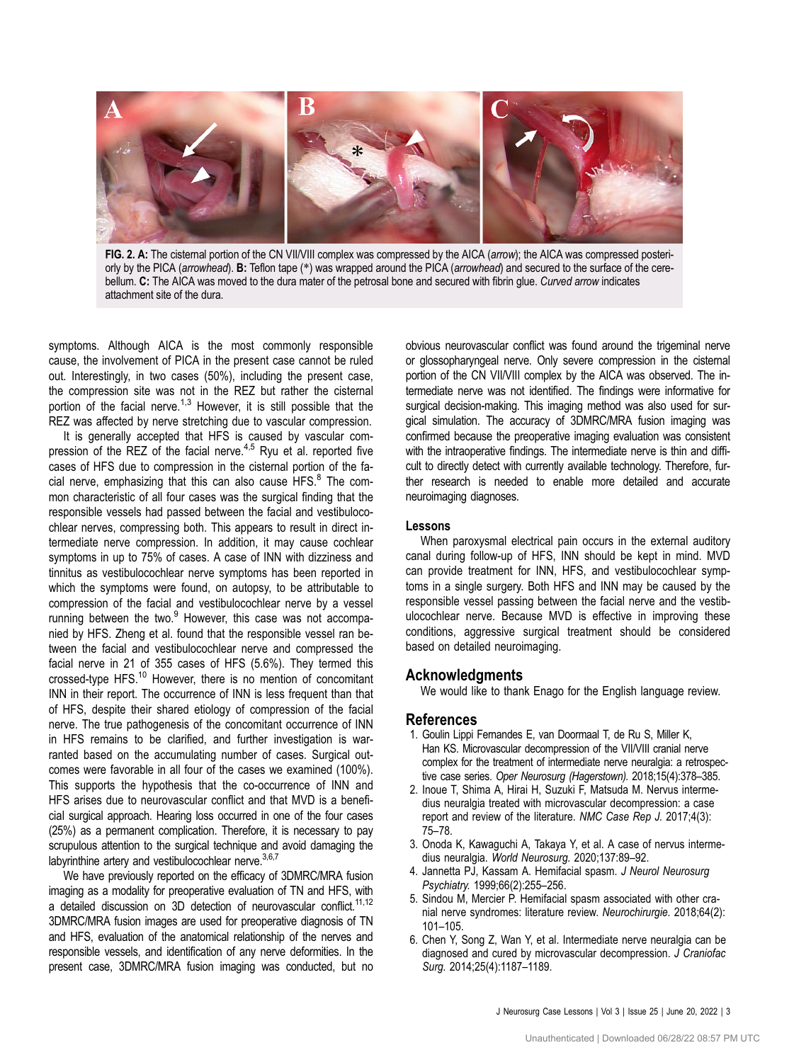**FIG. 2. A:** The cisternal portion of the CN VII/VIII complex was compressed by the AICA (*arrow*); the AICA was compressed posteriorly by the PICA (*arrowhead*). **B:** Teflon tape (*) was wrapped around the PICA (*arrowhead*) and secured to the surface of the cerebellum. **C:** The AICA was moved to the dura mater of the petrosal bone and secured with fibrin glue. *Curved arrow* indicates attachment site of the dura.

symptoms. Although AICA is the most commonly responsible cause, the involvement of PICA in the present case cannot be ruled out. Interestingly, in two cases (50%), including the present case, the compression site was not in the REZ but rather the cisternal portion of the facial nerve.[1,3] However, it is still possible that the REZ was affected by nerve stretching due to vascular compression.

It is generally accepted that HFS is caused by vascular compression of the REZ of the facial nerve.[4,5] Ryu et al. reported five cases of HFS due to compression in the cisternal portion of the facial nerve, emphasizing that this can also cause HFS.[8] The common characteristic of all four cases was the surgical finding that the responsible vessels had passed between the facial and vestibulocochlear nerves, compressing both. This appears to result in direct intermediate nerve compression. In addition, it may cause cochlear symptoms in up to 75% of cases. A case of INN with dizziness and tinnitus as vestibulocochlear nerve symptoms has been reported in which the symptoms were found, on autopsy, to be attributable to compression of the facial and vestibulocochlear nerve by a vessel running between the two.[9] However, this case was not accompanied by HFS. Zheng et al. found that the responsible vessel ran between the facial and vestibulocochlear nerve and compressed the facial nerve in 21 of 355 cases of HFS (5.6%). They termed this crossed-type HFS.[10] However, there is no mention of concomitant INN in their report. The occurrence of INN is less frequent than that of HFS, despite their shared etiology of compression of the facial nerve. The true pathogenesis of the concomitant occurrence of INN in HFS remains to be clarified, and further investigation is warranted based on the accumulating number of cases. Surgical outcomes were favorable in all four of the cases we examined (100%). This supports the hypothesis that the co-occurrence of INN and HFS arises due to neurovascular conflict and that MVD is a beneficial surgical approach. Hearing loss occurred in one of the four cases (25%) as a permanent complication. Therefore, it is necessary to pay scrupulous attention to the surgical technique and avoid damaging the labyrinthine artery and vestibulocochlear nerve.[3,6,7]

We have previously reported on the efficacy of 3DMRC/MRA fusion imaging as a modality for preoperative evaluation of TN and HFS, with a detailed discussion on 3D detection of neurovascular conflict.[11,12] 3DMRC/MRA fusion images are used for preoperative diagnosis of TN and HFS, evaluation of the anatomical relationship of the nerves and responsible vessels, and identification of any nerve deformities. In the present case, 3DMRC/MRA fusion imaging was conducted, but no obvious neurovascular conflict was found around the trigeminal nerve or glossopharyngeal nerve. Only severe compression in the cisternal portion of the CN VII/VIII complex by the AICA was observed. The intermediate nerve was not identified. The findings were informative for surgical decision-making. This imaging method was also used for surgical simulation. The accuracy of 3DMRC/MRA fusion imaging was confirmed because the preoperative imaging evaluation was consistent with the intraoperative findings. The intermediate nerve is thin and difficult to directly detect with currently available technology. Therefore, further research is needed to enable more detailed and accurate neuroimaging diagnoses.

### Lessons

When paroxysmal electrical pain occurs in the external auditory canal during follow-up of HFS, INN should be kept in mind. MVD can provide treatment for INN, HFS, and vestibulocochlear symptoms in a single surgery. Both HFS and INN may be caused by the responsible vessel passing between the facial nerve and the vestibulocochlear nerve. Because MVD is effective in improving these conditions, aggressive surgical treatment should be considered based on detailed neuroimaging.

## Acknowledgments

We would like to thank Enago for the English language review.

## References

1. Goulin Lippi Fernandes E, van Doormaal T, de Ru S, Miller K, Han KS. Microvascular decompression of the VII/VIII cranial nerve complex for the treatment of intermediate nerve neuralgia: a retrospective case series. *Oper Neurosurg (Hagerstown).* 2018;15(4):378–385.
2. Inoue T, Shima A, Hirai H, Suzuki F, Matsuda M. Nervus intermedius neuralgia treated with microvascular decompression: a case report and review of the literature. *NMC Case Rep J.* 2017;4(3): 75–78.
3. Onoda K, Kawaguchi A, Takaya Y, et al. A case of nervus intermedius neuralgia. *World Neurosurg.* 2020;137:89–92.
4. Jannetta PJ, Kassam A. Hemifacial spasm. *J Neurol Neurosurg Psychiatry.* 1999;66(2):255–256.
5. Sindou M, Mercier P. Hemifacial spasm associated with other cranial nerve syndromes: literature review. *Neurochirurgie.* 2018;64(2): 101–105.
6. Chen Y, Song Z, Wan Y, et al. Intermediate nerve neuralgia can be diagnosed and cured by microvascular decompression. *J Craniofac Surg.* 2014;25(4):1187–1189.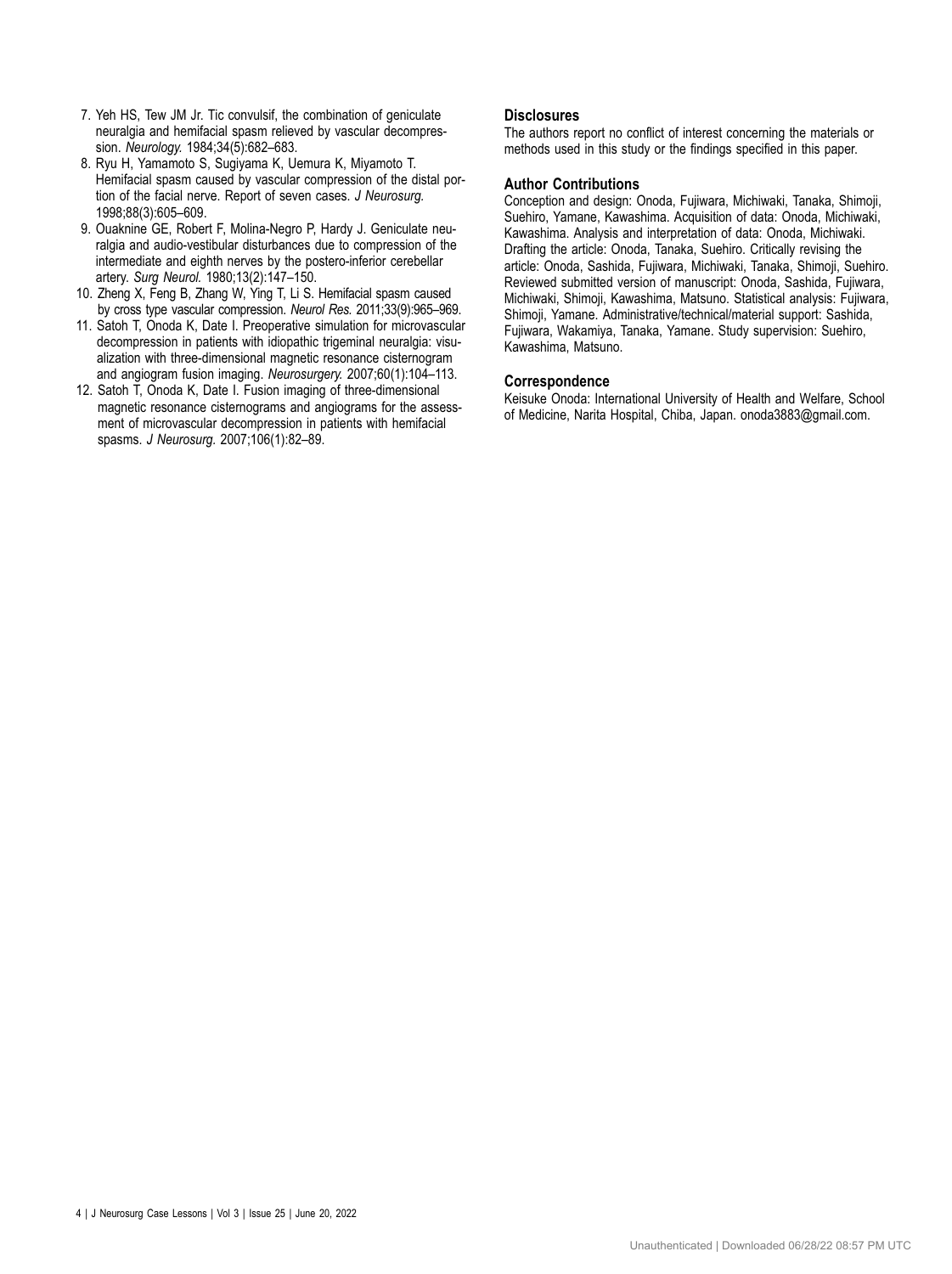7. Yeh HS, Tew JM Jr. Tic convulsif, the combination of geniculate neuralgia and hemifacial spasm relieved by vascular decompression. *Neurology.* 1984;34(5):682–683.
8. Ryu H, Yamamoto S, Sugiyama K, Uemura K, Miyamoto T. Hemifacial spasm caused by vascular compression of the distal portion of the facial nerve. Report of seven cases. *J Neurosurg.* 1998;88(3):605–609.
9. Ouaknine GE, Robert F, Molina-Negro P, Hardy J. Geniculate neuralgia and audio-vestibular disturbances due to compression of the intermediate and eighth nerves by the postero-inferior cerebellar artery. *Surg Neurol.* 1980;13(2):147–150.
10. Zheng X, Feng B, Zhang W, Ying T, Li S. Hemifacial spasm caused by cross type vascular compression. *Neurol Res.* 2011;33(9):965–969.
11. Satoh T, Onoda K, Date I. Preoperative simulation for microvascular decompression in patients with idiopathic trigeminal neuralgia: visualization with three-dimensional magnetic resonance cisternogram and angiogram fusion imaging. *Neurosurgery.* 2007;60(1):104–113.
12. Satoh T, Onoda K, Date I. Fusion imaging of three-dimensional magnetic resonance cisternograms and angiograms for the assessment of microvascular decompression in patients with hemifacial spasms. *J Neurosurg.* 2007;106(1):82–89.

### Disclosures

The authors report no conflict of interest concerning the materials or methods used in this study or the findings specified in this paper.

### Author Contributions

Conception and design: Onoda, Fujiwara, Michiwaki, Tanaka, Shimoji, Suehiro, Yamane, Kawashima. Acquisition of data: Onoda, Michiwaki, Kawashima. Analysis and interpretation of data: Onoda, Michiwaki. Drafting the article: Onoda, Tanaka, Suehiro. Critically revising the article: Onoda, Sashida, Fujiwara, Michiwaki, Tanaka, Shimoji, Suehiro. Reviewed submitted version of manuscript: Onoda, Sashida, Fujiwara, Michiwaki, Shimoji, Kawashima, Matsuno. Statistical analysis: Fujiwara, Shimoji, Yamane. Administrative/technical/material support: Sashida, Fujiwara, Wakamiya, Tanaka, Yamane. Study supervision: Suehiro, Kawashima, Matsuno.

### Correspondence

Keisuke Onoda: International University of Health and Welfare, School of Medicine, Narita Hospital, Chiba, Japan. onoda3883@gmail.com.